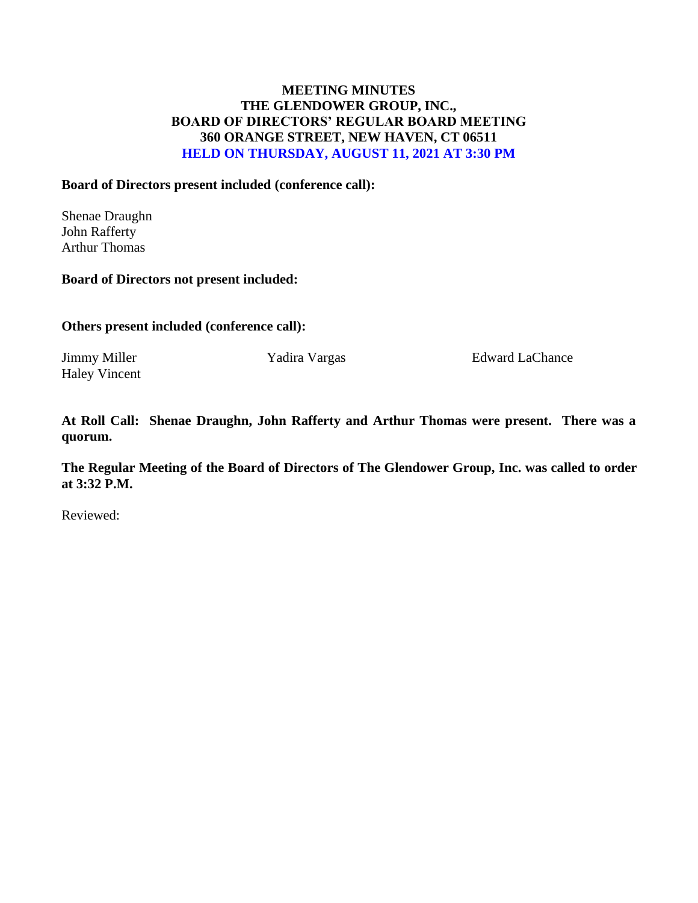# MEETING MINUTES
## THE GLENDOWER GROUP, INC.,
## BOARD OF DIRECTORS' REGULAR BOARD MEETING
## 360 ORANGE STREET, NEW HAVEN, CT 06511
## HELD ON THURSDAY, AUGUST 11, 2021 AT 3:30 PM

**Board of Directors present included (conference call):**

Shenae Draughn
John Rafferty
Arthur Thomas

**Board of Directors not present included:**

**Others present included (conference call):**

Jimmy Miller
Haley Vincent
Yadira Vargas
Edward LaChance

**At Roll Call: Shenae Draughn, John Rafferty and Arthur Thomas were present. There was a quorum.**

**The Regular Meeting of the Board of Directors of The Glendower Group, Inc. was called to order at 3:32 P.M.**

Reviewed: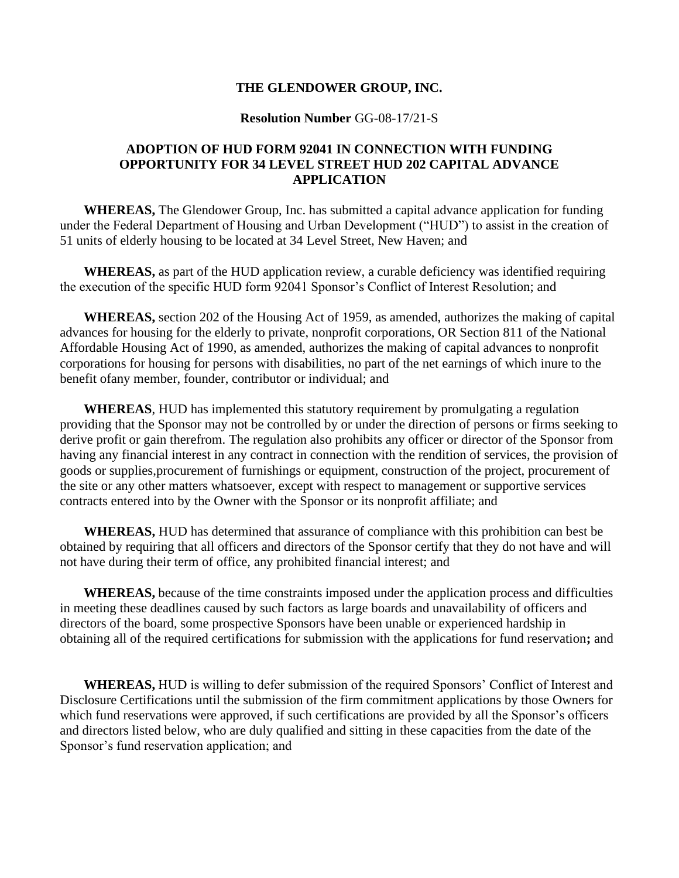**THE GLENDOWER GROUP, INC.**

**Resolution Number** GG-08-17/21-S

**ADOPTION OF HUD FORM 92041 IN CONNECTION WITH FUNDING OPPORTUNITY FOR 34 LEVEL STREET HUD 202 CAPITAL ADVANCE APPLICATION**

**WHEREAS,** The Glendower Group, Inc. has submitted a capital advance application for funding under the Federal Department of Housing and Urban Development ("HUD") to assist in the creation of 51 units of elderly housing to be located at 34 Level Street, New Haven; and

**WHEREAS,** as part of the HUD application review, a curable deficiency was identified requiring the execution of the specific HUD form 92041 Sponsor's Conflict of Interest Resolution; and

**WHEREAS,** section 202 of the Housing Act of 1959, as amended, authorizes the making of capital advances for housing for the elderly to private, nonprofit corporations, OR Section 811 of the National Affordable Housing Act of 1990, as amended, authorizes the making of capital advances to nonprofit corporations for housing for persons with disabilities, no part of the net earnings of which inure to the benefit ofany member, founder, contributor or individual; and

**WHEREAS**, HUD has implemented this statutory requirement by promulgating a regulation providing that the Sponsor may not be controlled by or under the direction of persons or firms seeking to derive profit or gain therefrom. The regulation also prohibits any officer or director of the Sponsor from having any financial interest in any contract in connection with the rendition of services, the provision of goods or supplies,procurement of furnishings or equipment, construction of the project, procurement of the site or any other matters whatsoever, except with respect to management or supportive services contracts entered into by the Owner with the Sponsor or its nonprofit affiliate; and

**WHEREAS,** HUD has determined that assurance of compliance with this prohibition can best be obtained by requiring that all officers and directors of the Sponsor certify that they do not have and will not have during their term of office, any prohibited financial interest; and

**WHEREAS,** because of the time constraints imposed under the application process and difficulties in meeting these deadlines caused by such factors as large boards and unavailability of officers and directors of the board, some prospective Sponsors have been unable or experienced hardship in obtaining all of the required certifications for submission with the applications for fund reservation**;** and

**WHEREAS,** HUD is willing to defer submission of the required Sponsors' Conflict of Interest and Disclosure Certifications until the submission of the firm commitment applications by those Owners for which fund reservations were approved, if such certifications are provided by all the Sponsor's officers and directors listed below, who are duly qualified and sitting in these capacities from the date of the Sponsor's fund reservation application; and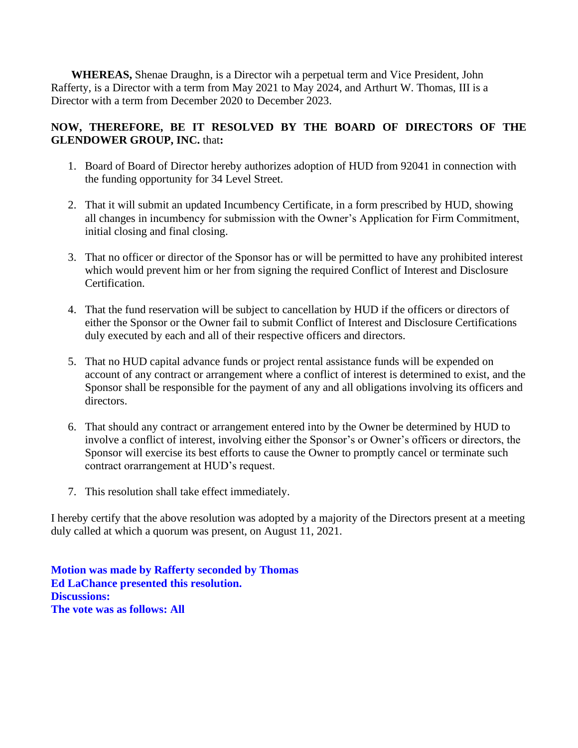**WHEREAS,** Shenae Draughn, is a Director wih a perpetual term and Vice President, John Rafferty, is a Director with a term from May 2021 to May 2024, and Arthurt W. Thomas, III is a Director with a term from December 2020 to December 2023.

**NOW, THEREFORE, BE IT RESOLVED BY THE BOARD OF DIRECTORS OF THE GLENDOWER GROUP, INC.** that**:**

1. Board of Board of Director hereby authorizes adoption of HUD from 92041 in connection with the funding opportunity for 34 Level Street.

2. That it will submit an updated Incumbency Certificate, in a form prescribed by HUD, showing all changes in incumbency for submission with the Owner's Application for Firm Commitment, initial closing and final closing.

3. That no officer or director of the Sponsor has or will be permitted to have any prohibited interest which would prevent him or her from signing the required Conflict of Interest and Disclosure Certification.

4. That the fund reservation will be subject to cancellation by HUD if the officers or directors of either the Sponsor or the Owner fail to submit Conflict of Interest and Disclosure Certifications duly executed by each and all of their respective officers and directors.

5. That no HUD capital advance funds or project rental assistance funds will be expended on account of any contract or arrangement where a conflict of interest is determined to exist, and the Sponsor shall be responsible for the payment of any and all obligations involving its officers and directors.

6. That should any contract or arrangement entered into by the Owner be determined by HUD to involve a conflict of interest, involving either the Sponsor's or Owner's officers or directors, the Sponsor will exercise its best efforts to cause the Owner to promptly cancel or terminate such contract orarrangement at HUD's request.

7. This resolution shall take effect immediately.

I hereby certify that the above resolution was adopted by a majority of the Directors present at a meeting duly called at which a quorum was present, on August 11, 2021.

**Motion was made by Rafferty seconded by Thomas**
**Ed LaChance presented this resolution.**
**Discussions:**
**The vote was as follows: All**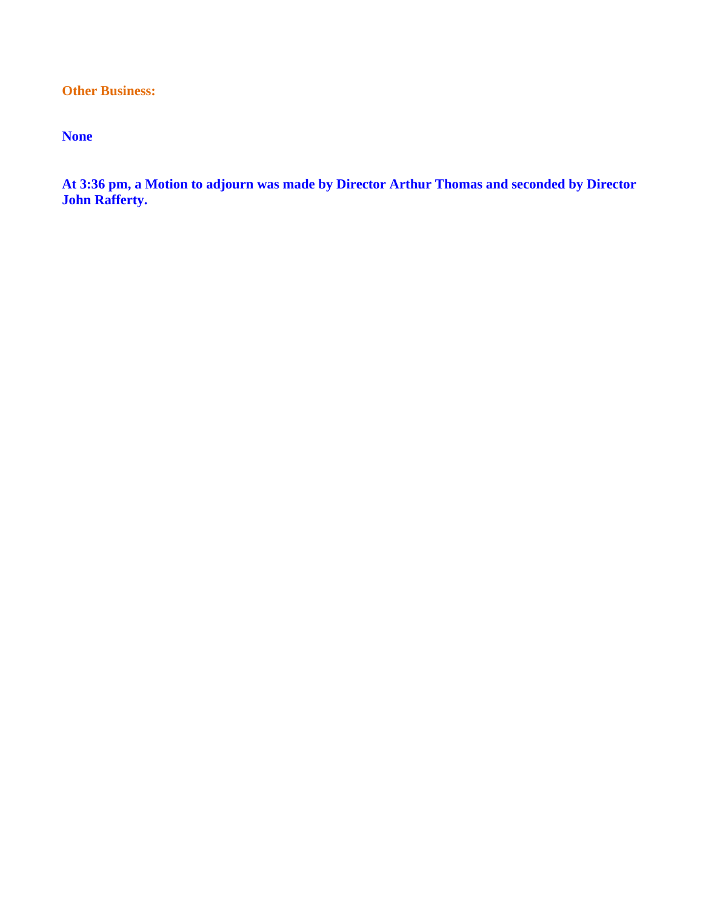**Other Business:**

**None**

**At 3:36 pm, a Motion to adjourn was made by Director Arthur Thomas and seconded by Director John Rafferty.**